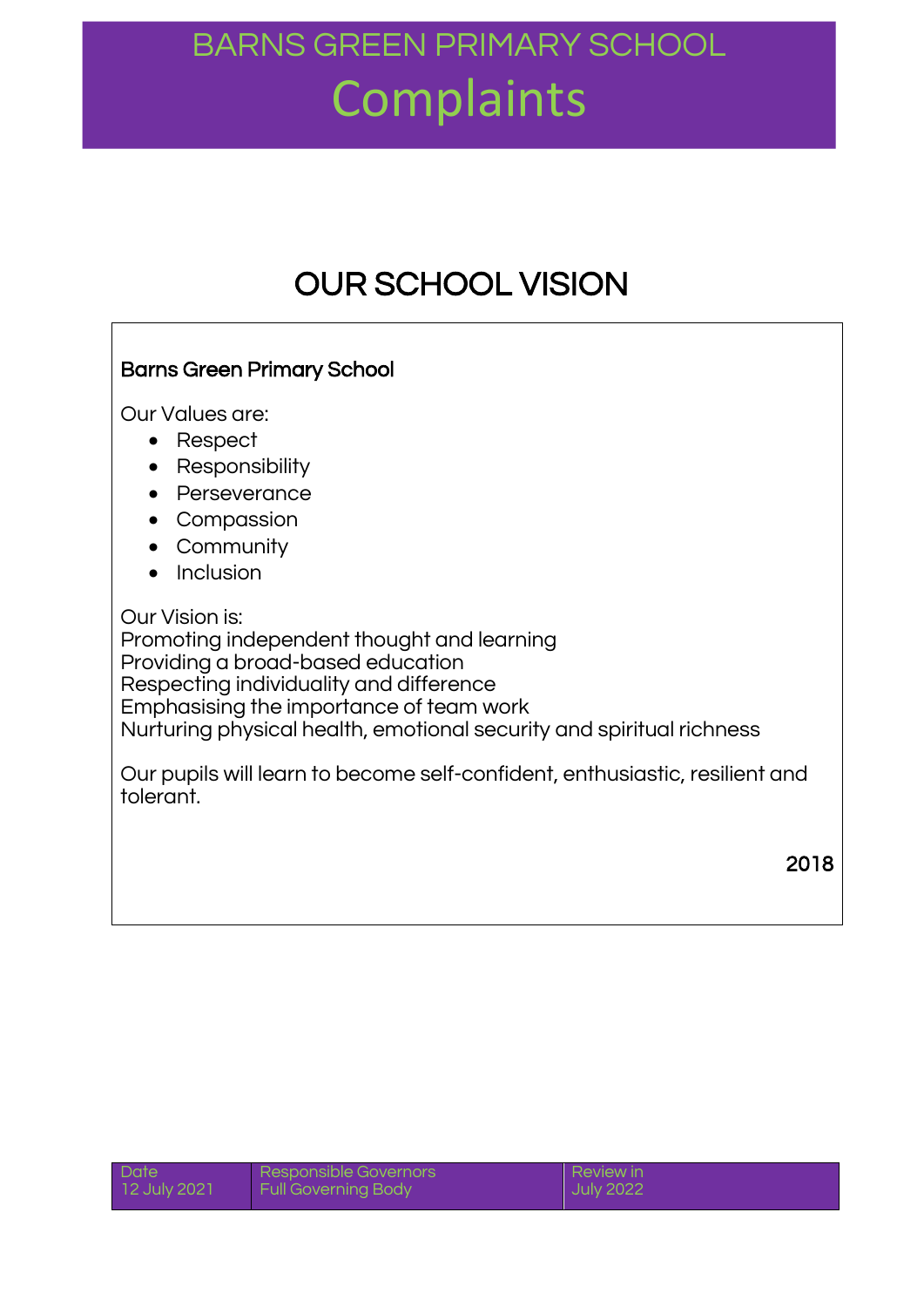# BARNS GREEN PRIMARY SCHOOL

# Complaints

## OUR SCHOOL VISION

**Barns Green Primary School**

Our Values are:

- Respect
- Responsibility
- Perseverance
- Compassion
- Community
- Inclusion

Our Vision is:
Promoting independent thought and learning
Providing a broad-based education
Respecting individuality and difference
Emphasising the importance of team work
Nurturing physical health, emotional security and spiritual richness

Our pupils will learn to become self-confident, enthusiastic, resilient and tolerant.

2018

| Date | Responsible Governors | Review in |
|---|---|---|
| 12 July 2021 | Full Governing Body | July 2022 |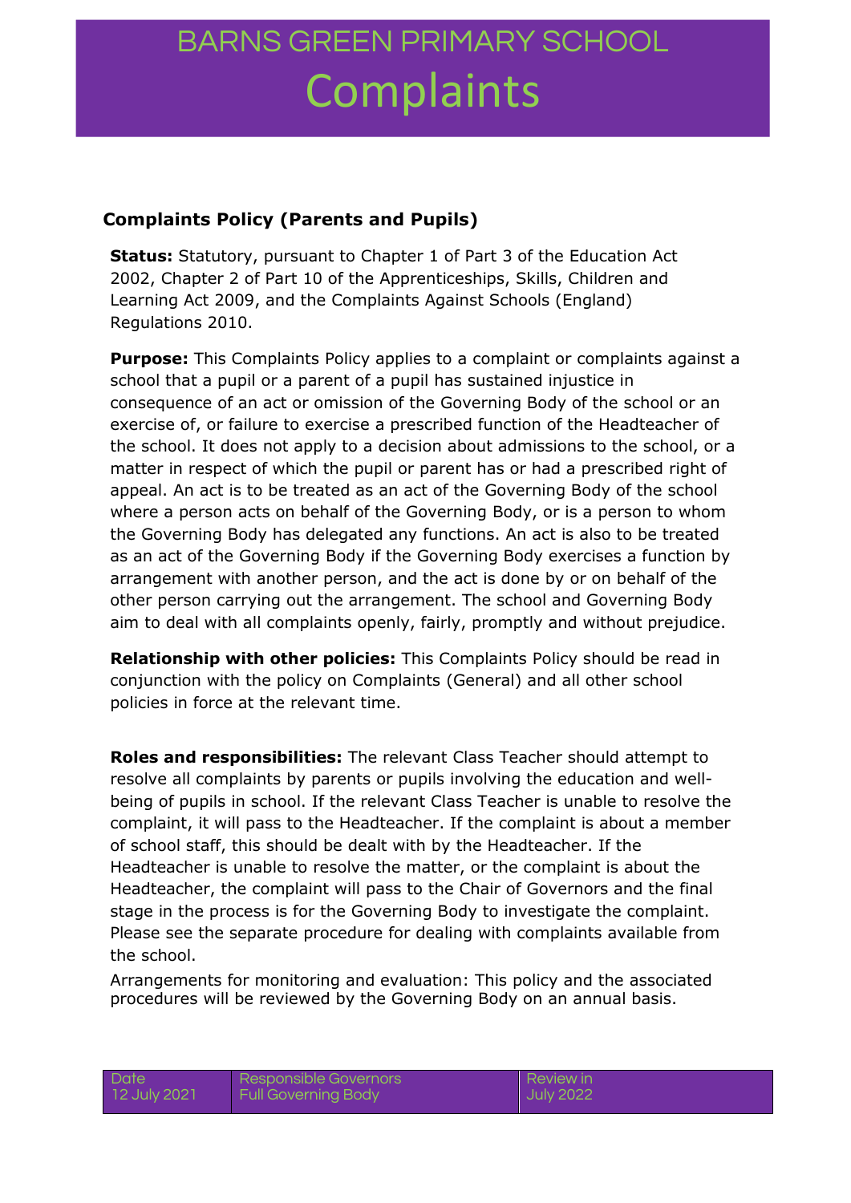# BARNS GREEN PRIMARY SCHOOL
# Complaints

## Complaints Policy (Parents and Pupils)

**Status:** Statutory, pursuant to Chapter 1 of Part 3 of the Education Act 2002, Chapter 2 of Part 10 of the Apprenticeships, Skills, Children and Learning Act 2009, and the Complaints Against Schools (England) Regulations 2010.

**Purpose:** This Complaints Policy applies to a complaint or complaints against a school that a pupil or a parent of a pupil has sustained injustice in consequence of an act or omission of the Governing Body of the school or an exercise of, or failure to exercise a prescribed function of the Headteacher of the school. It does not apply to a decision about admissions to the school, or a matter in respect of which the pupil or parent has or had a prescribed right of appeal. An act is to be treated as an act of the Governing Body of the school where a person acts on behalf of the Governing Body, or is a person to whom the Governing Body has delegated any functions. An act is also to be treated as an act of the Governing Body if the Governing Body exercises a function by arrangement with another person, and the act is done by or on behalf of the other person carrying out the arrangement. The school and Governing Body aim to deal with all complaints openly, fairly, promptly and without prejudice.

**Relationship with other policies:** This Complaints Policy should be read in conjunction with the policy on Complaints (General) and all other school policies in force at the relevant time.

**Roles and responsibilities:** The relevant Class Teacher should attempt to resolve all complaints by parents or pupils involving the education and well-being of pupils in school. If the relevant Class Teacher is unable to resolve the complaint, it will pass to the Headteacher. If the complaint is about a member of school staff, this should be dealt with by the Headteacher. If the Headteacher is unable to resolve the matter, or the complaint is about the Headteacher, the complaint will pass to the Chair of Governors and the final stage in the process is for the Governing Body to investigate the complaint. Please see the separate procedure for dealing with complaints available from the school.

Arrangements for monitoring and evaluation: This policy and the associated procedures will be reviewed by the Governing Body on an annual basis.

| Date | Responsible Governors | Review in |
|---|---|---|
| 12 July 2021 | Full Governing Body | July 2022 |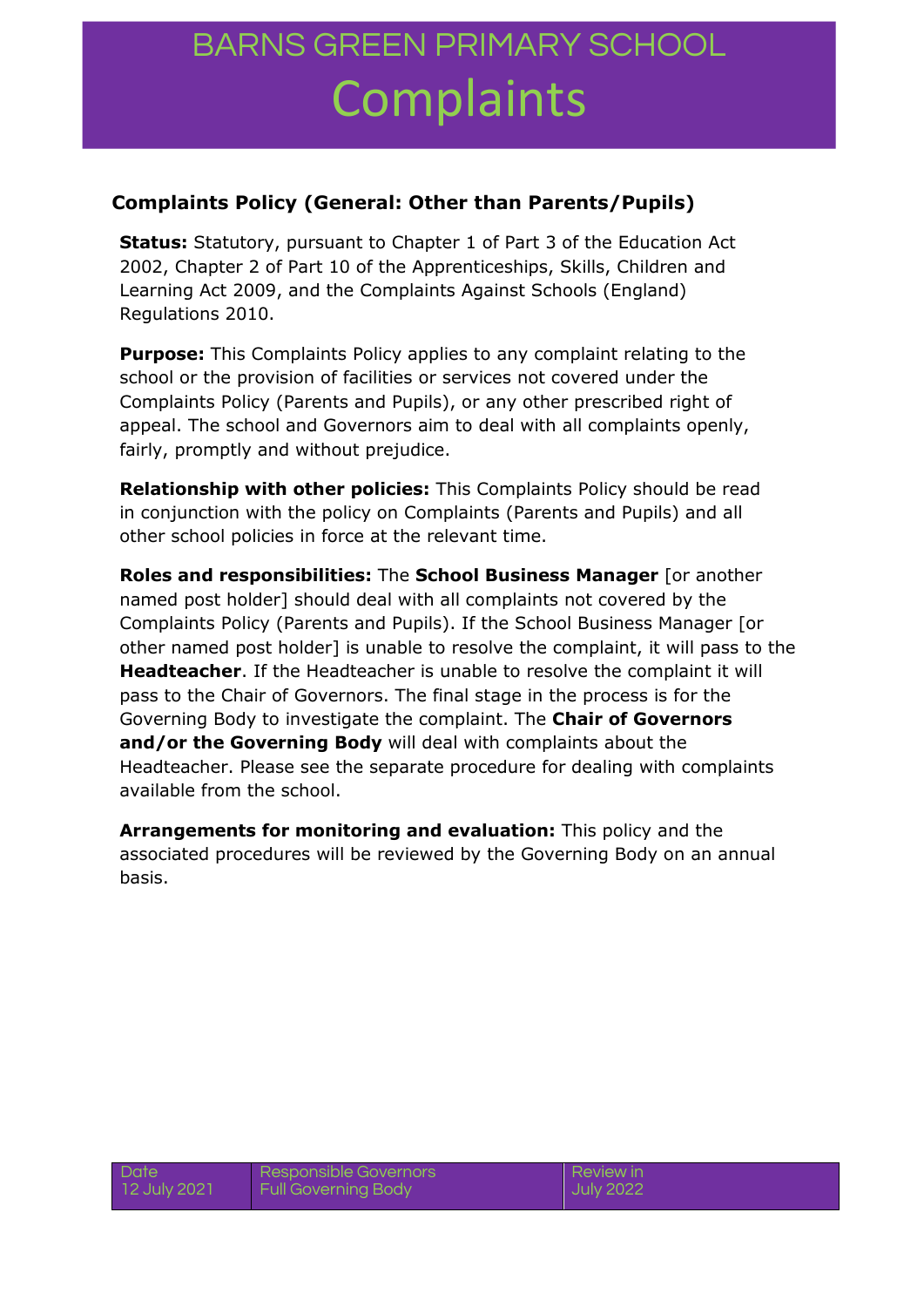# BARNS GREEN PRIMARY SCHOOL

# Complaints

### Complaints Policy (General: Other than Parents/Pupils)

**Status:** Statutory, pursuant to Chapter 1 of Part 3 of the Education Act 2002, Chapter 2 of Part 10 of the Apprenticeships, Skills, Children and Learning Act 2009, and the Complaints Against Schools (England) Regulations 2010.

**Purpose:** This Complaints Policy applies to any complaint relating to the school or the provision of facilities or services not covered under the Complaints Policy (Parents and Pupils), or any other prescribed right of appeal. The school and Governors aim to deal with all complaints openly, fairly, promptly and without prejudice.

**Relationship with other policies:** This Complaints Policy should be read in conjunction with the policy on Complaints (Parents and Pupils) and all other school policies in force at the relevant time.

**Roles and responsibilities:** The **School Business Manager** [or another named post holder] should deal with all complaints not covered by the Complaints Policy (Parents and Pupils). If the School Business Manager [or other named post holder] is unable to resolve the complaint, it will pass to the **Headteacher**. If the Headteacher is unable to resolve the complaint it will pass to the Chair of Governors. The final stage in the process is for the Governing Body to investigate the complaint. The **Chair of Governors and/or the Governing Body** will deal with complaints about the Headteacher. Please see the separate procedure for dealing with complaints available from the school.

**Arrangements for monitoring and evaluation:** This policy and the associated procedures will be reviewed by the Governing Body on an annual basis.

| Date | Responsible Governors | Review in |
| --- | --- | --- |
| 12 July 2021 | Full Governing Body | July 2022 |